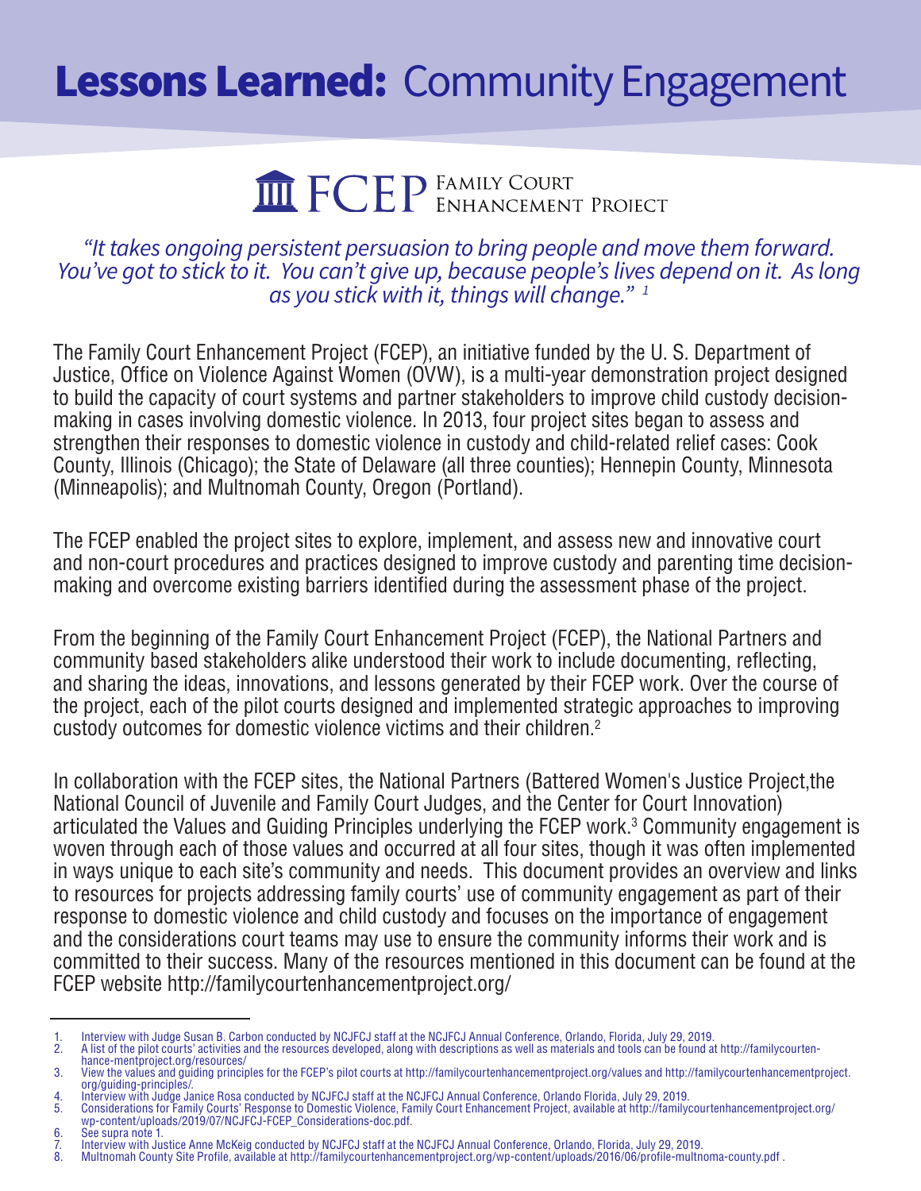# **Lessons Learned:** Community Engagement

FCEP FAMILY COURT ENHANCEMENT PROJECT

*"It takes ongoing persistent persuasion to bring people and move them forward. You've got to stick to it. You can't give up, because people's lives depend on it. As long as you stick with it, things will change."* [1]

The Family Court Enhancement Project (FCEP), an initiative funded by the U. S. Department of Justice, Office on Violence Against Women (OVW), is a multi-year demonstration project designed to build the capacity of court systems and partner stakeholders to improve child custody decision-making in cases involving domestic violence. In 2013, four project sites began to assess and strengthen their responses to domestic violence in custody and child-related relief cases: Cook County, Illinois (Chicago); the State of Delaware (all three counties); Hennepin County, Minnesota (Minneapolis); and Multnomah County, Oregon (Portland).

The FCEP enabled the project sites to explore, implement, and assess new and innovative court and non-court procedures and practices designed to improve custody and parenting time decision-making and overcome existing barriers identified during the assessment phase of the project.

From the beginning of the Family Court Enhancement Project (FCEP), the National Partners and community based stakeholders alike understood their work to include documenting, reflecting, and sharing the ideas, innovations, and lessons generated by their FCEP work. Over the course of the project, each of the pilot courts designed and implemented strategic approaches to improving custody outcomes for domestic violence victims and their children.[2]

In collaboration with the FCEP sites, the National Partners (Battered Women's Justice Project,the National Council of Juvenile and Family Court Judges, and the Center for Court Innovation) articulated the Values and Guiding Principles underlying the FCEP work.[3] Community engagement is woven through each of those values and occurred at all four sites, though it was often implemented in ways unique to each site's community and needs. This document provides an overview and links to resources for projects addressing family courts' use of community engagement as part of their response to domestic violence and child custody and focuses on the importance of engagement and the considerations court teams may use to ensure the community informs their work and is committed to their success. Many of the resources mentioned in this document can be found at the FCEP website http://familycourtenhancementproject.org/

---

1. Interview with Judge Susan B. Carbon conducted by NCJFCJ staff at the NCJFCJ Annual Conference, Orlando, Florida, July 29, 2019.
2. A list of the pilot courts' activities and the resources developed, along with descriptions as well as materials and tools can be found at http://familycourten-hance-mentproject.org/resources/
3. View the values and guiding principles for the FCEP's pilot courts at http://familycourtenhancementproject.org/values and http://familycourtenhancementproject.org/guiding-principles/.
4. Interview with Judge Janice Rosa conducted by NCJFCJ staff at the NCJFCJ Annual Conference, Orlando Florida, July 29, 2019.
5. Considerations for Family Courts' Response to Domestic Violence, Family Court Enhancement Project, available at http://familycourtenhancementproject.org/wp-content/uploads/2019/07/NCJFCJ-FCEP_Considerations-doc.pdf.
6. See supra note 1.
7. Interview with Justice Anne McKeig conducted by NCJFCJ staff at the NCJFCJ Annual Conference, Orlando, Florida, July 29, 2019.
8. Multnomah County Site Profile, available at http://familycourtenhancementproject.org/wp-content/uploads/2016/06/profile-multnoma-county.pdf .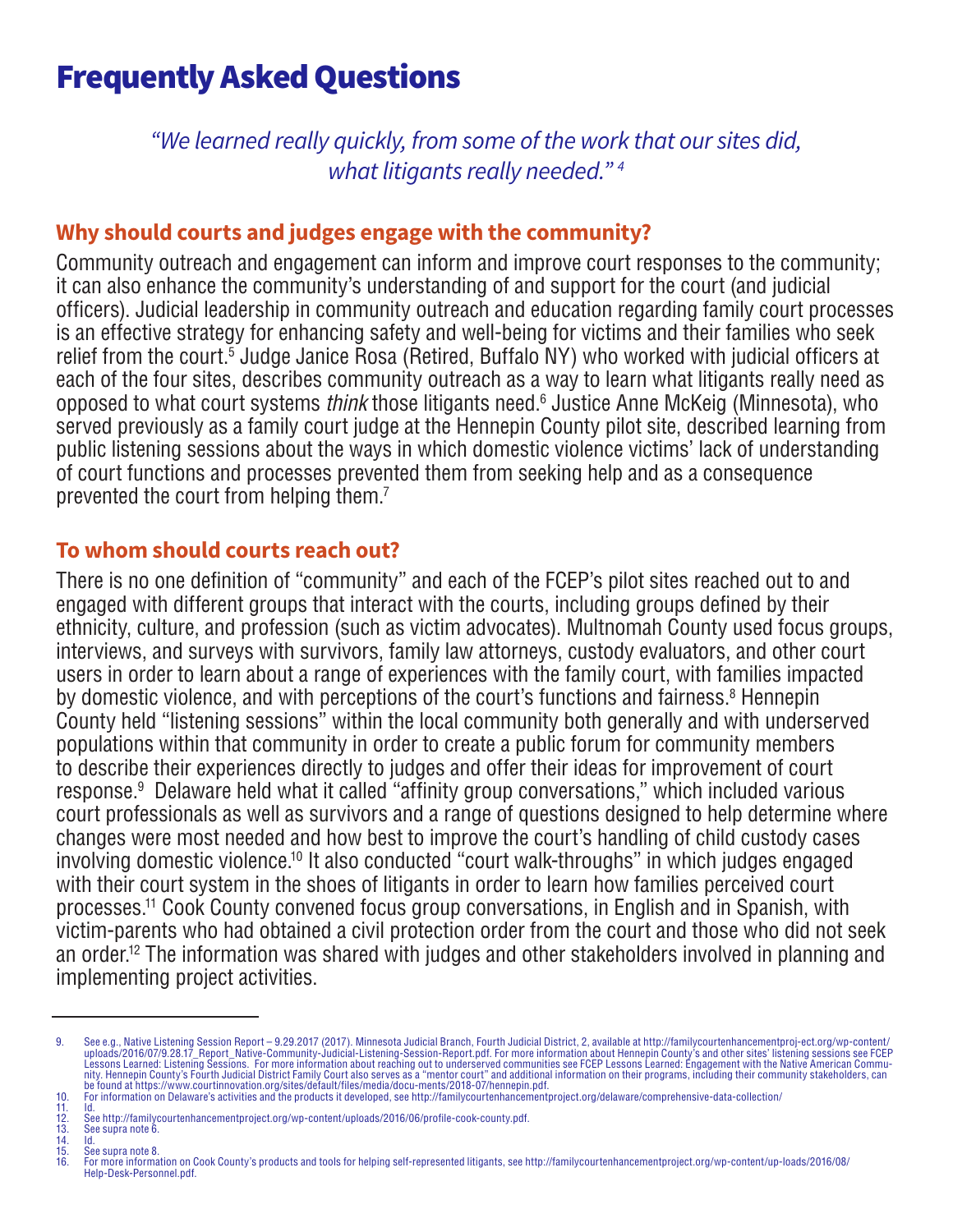# Frequently Asked Questions

*"We learned really quickly, from some of the work that our sites did, what litigants really needed."* [4]

## Why should courts and judges engage with the community?

Community outreach and engagement can inform and improve court responses to the community; it can also enhance the community's understanding of and support for the court (and judicial officers). Judicial leadership in community outreach and education regarding family court processes is an effective strategy for enhancing safety and well-being for victims and their families who seek relief from the court.[5] Judge Janice Rosa (Retired, Buffalo NY) who worked with judicial officers at each of the four sites, describes community outreach as a way to learn what litigants really need as opposed to what court systems *think* those litigants need.[6] Justice Anne McKeig (Minnesota), who served previously as a family court judge at the Hennepin County pilot site, described learning from public listening sessions about the ways in which domestic violence victims' lack of understanding of court functions and processes prevented them from seeking help and as a consequence prevented the court from helping them.[7]

## To whom should courts reach out?

There is no one definition of "community" and each of the FCEP's pilot sites reached out to and engaged with different groups that interact with the courts, including groups defined by their ethnicity, culture, and profession (such as victim advocates). Multnomah County used focus groups, interviews, and surveys with survivors, family law attorneys, custody evaluators, and other court users in order to learn about a range of experiences with the family court, with families impacted by domestic violence, and with perceptions of the court's functions and fairness.[8] Hennepin County held "listening sessions" within the local community both generally and with underserved populations within that community in order to create a public forum for community members to describe their experiences directly to judges and offer their ideas for improvement of court response.[9] Delaware held what it called "affinity group conversations," which included various court professionals as well as survivors and a range of questions designed to help determine where changes were most needed and how best to improve the court's handling of child custody cases involving domestic violence.[10] It also conducted "court walk-throughs" in which judges engaged with their court system in the shoes of litigants in order to learn how families perceived court processes.[11] Cook County convened focus group conversations, in English and in Spanish, with victim-parents who had obtained a civil protection order from the court and those who did not seek an order.[12] The information was shared with judges and other stakeholders involved in planning and implementing project activities.

---

9. See e.g., Native Listening Session Report – 9.29.2017 (2017). Minnesota Judicial Branch, Fourth Judicial District, 2, available at http://familycourtenhancementproj-ect.org/wp-content/uploads/2016/07/9.28.17_Report_Native-Community-Judicial-Listening-Session-Report.pdf. For more information about Hennepin County's and other sites' listening sessions see FCEP Lessons Learned: Listening Sessions. For more information about reaching out to underserved communities see FCEP Lessons Learned: Engagement with the Native American Community. Hennepin County's Fourth Judicial District Family Court also serves as a "mentor court" and additional information on their programs, including their community stakeholders, can be found at https://www.courtinnovation.org/sites/default/files/media/docu-ments/2018-07/hennepin.pdf.
10. For information on Delaware's activities and the products it developed, see http://familycourtenhancementproject.org/delaware/comprehensive-data-collection/
11. Id.
12. See http://familycourtenhancementproject.org/wp-content/uploads/2016/06/profile-cook-county.pdf.
13. See supra note 6.
14. Id.
15. See supra note 8.
16. For more information on Cook County's products and tools for helping self-represented litigants, see http://familycourtenhancementproject.org/wp-content/up-loads/2016/08/Help-Desk-Personnel.pdf.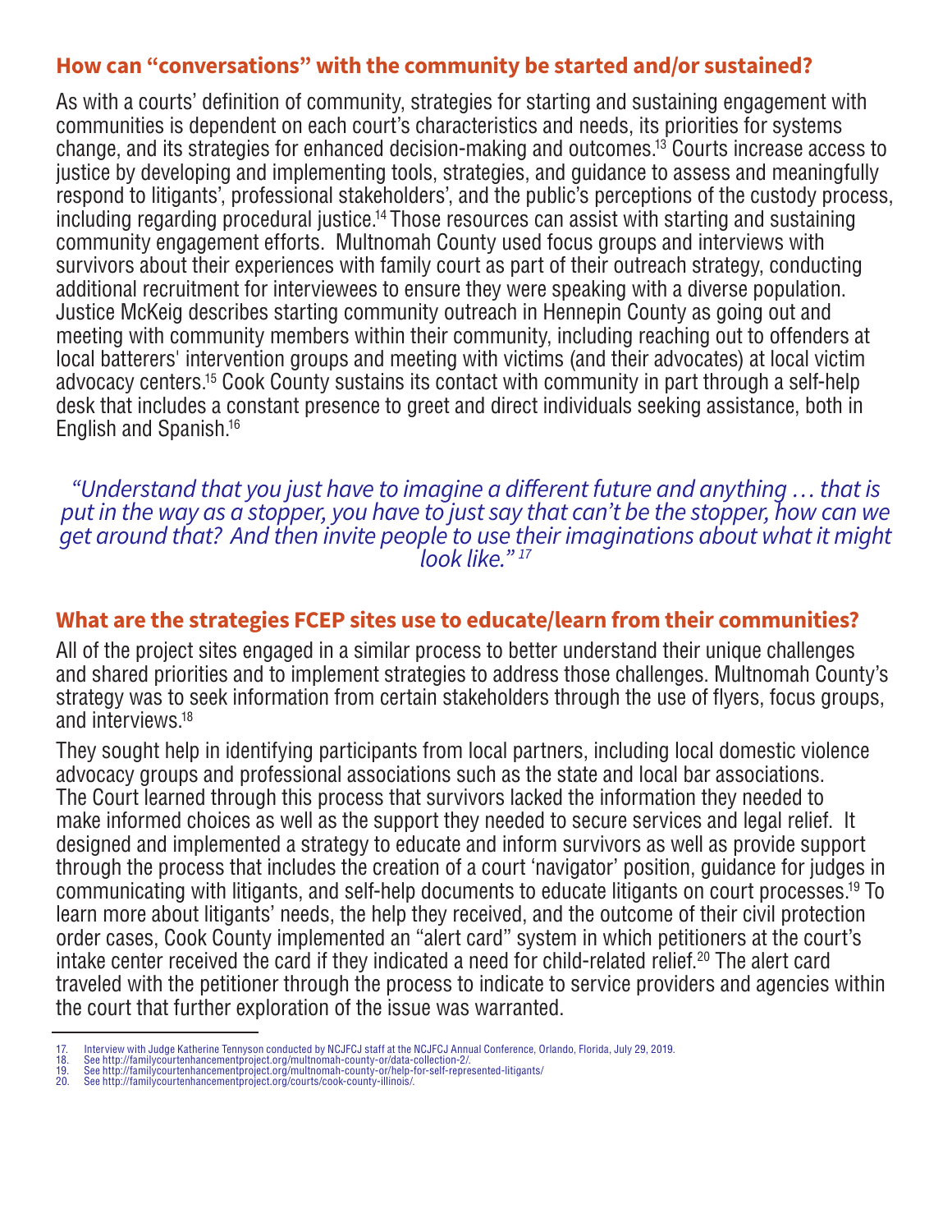## How can “conversations” with the community be started and/or sustained?

As with a courts’ definition of community, strategies for starting and sustaining engagement with communities is dependent on each court’s characteristics and needs, its priorities for systems change, and its strategies for enhanced decision-making and outcomes.[13] Courts increase access to justice by developing and implementing tools, strategies, and guidance to assess and meaningfully respond to litigants’, professional stakeholders’, and the public’s perceptions of the custody process, including regarding procedural justice.[14] Those resources can assist with starting and sustaining community engagement efforts. Multnomah County used focus groups and interviews with survivors about their experiences with family court as part of their outreach strategy, conducting additional recruitment for interviewees to ensure they were speaking with a diverse population. Justice McKeig describes starting community outreach in Hennepin County as going out and meeting with community members within their community, including reaching out to offenders at local batterers' intervention groups and meeting with victims (and their advocates) at local victim advocacy centers.[15] Cook County sustains its contact with community in part through a self-help desk that includes a constant presence to greet and direct individuals seeking assistance, both in English and Spanish.[16]

*“Understand that you just have to imagine a different future and anything … that is put in the way as a stopper, you have to just say that can’t be the stopper, how can we get around that? And then invite people to use their imaginations about what it might look like.”* [17]

## What are the strategies FCEP sites use to educate/learn from their communities?

All of the project sites engaged in a similar process to better understand their unique challenges and shared priorities and to implement strategies to address those challenges. Multnomah County’s strategy was to seek information from certain stakeholders through the use of flyers, focus groups, and interviews.[18]

They sought help in identifying participants from local partners, including local domestic violence advocacy groups and professional associations such as the state and local bar associations. The Court learned through this process that survivors lacked the information they needed to make informed choices as well as the support they needed to secure services and legal relief. It designed and implemented a strategy to educate and inform survivors as well as provide support through the process that includes the creation of a court ‘navigator’ position, guidance for judges in communicating with litigants, and self-help documents to educate litigants on court processes.[19] To learn more about litigants’ needs, the help they received, and the outcome of their civil protection order cases, Cook County implemented an “alert card” system in which petitioners at the court’s intake center received the card if they indicated a need for child-related relief.[20] The alert card traveled with the petitioner through the process to indicate to service providers and agencies within the court that further exploration of the issue was warranted.

---

17. Interview with Judge Katherine Tennyson conducted by NCJFCJ staff at the NCJFCJ Annual Conference, Orlando, Florida, July 29, 2019.
18. See http://familycourtenhancementproject.org/multnomah-county-or/data-collection-2/.
19. See http://familycourtenhancementproject.org/multnomah-county-or/help-for-self-represented-litigants/
20. See http://familycourtenhancementproject.org/courts/cook-county-illinois/.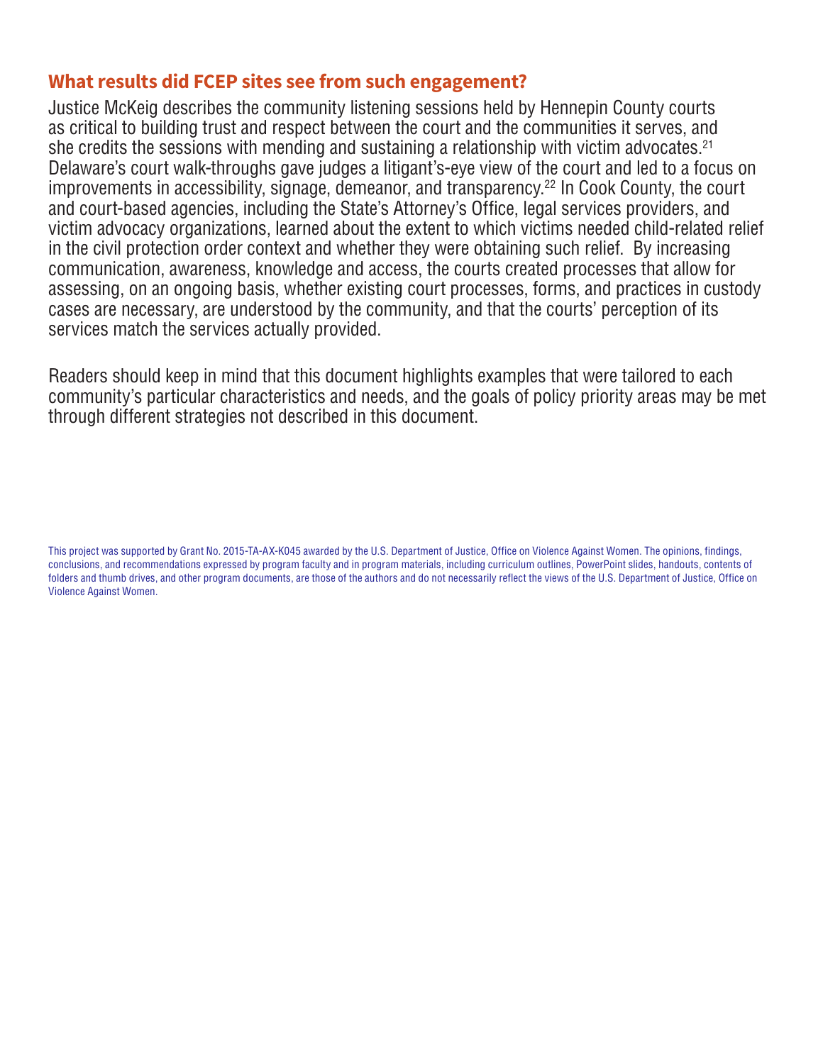## What results did FCEP sites see from such engagement?

Justice McKeig describes the community listening sessions held by Hennepin County courts as critical to building trust and respect between the court and the communities it serves, and she credits the sessions with mending and sustaining a relationship with victim advocates.[21] Delaware's court walk-throughs gave judges a litigant's-eye view of the court and led to a focus on improvements in accessibility, signage, demeanor, and transparency.[22] In Cook County, the court and court-based agencies, including the State's Attorney's Office, legal services providers, and victim advocacy organizations, learned about the extent to which victims needed child-related relief in the civil protection order context and whether they were obtaining such relief. By increasing communication, awareness, knowledge and access, the courts created processes that allow for assessing, on an ongoing basis, whether existing court processes, forms, and practices in custody cases are necessary, are understood by the community, and that the courts' perception of its services match the services actually provided.

Readers should keep in mind that this document highlights examples that were tailored to each community's particular characteristics and needs, and the goals of policy priority areas may be met through different strategies not described in this document.

This project was supported by Grant No. 2015-TA-AX-K045 awarded by the U.S. Department of Justice, Office on Violence Against Women. The opinions, findings, conclusions, and recommendations expressed by program faculty and in program materials, including curriculum outlines, PowerPoint slides, handouts, contents of folders and thumb drives, and other program documents, are those of the authors and do not necessarily reflect the views of the U.S. Department of Justice, Office on Violence Against Women.